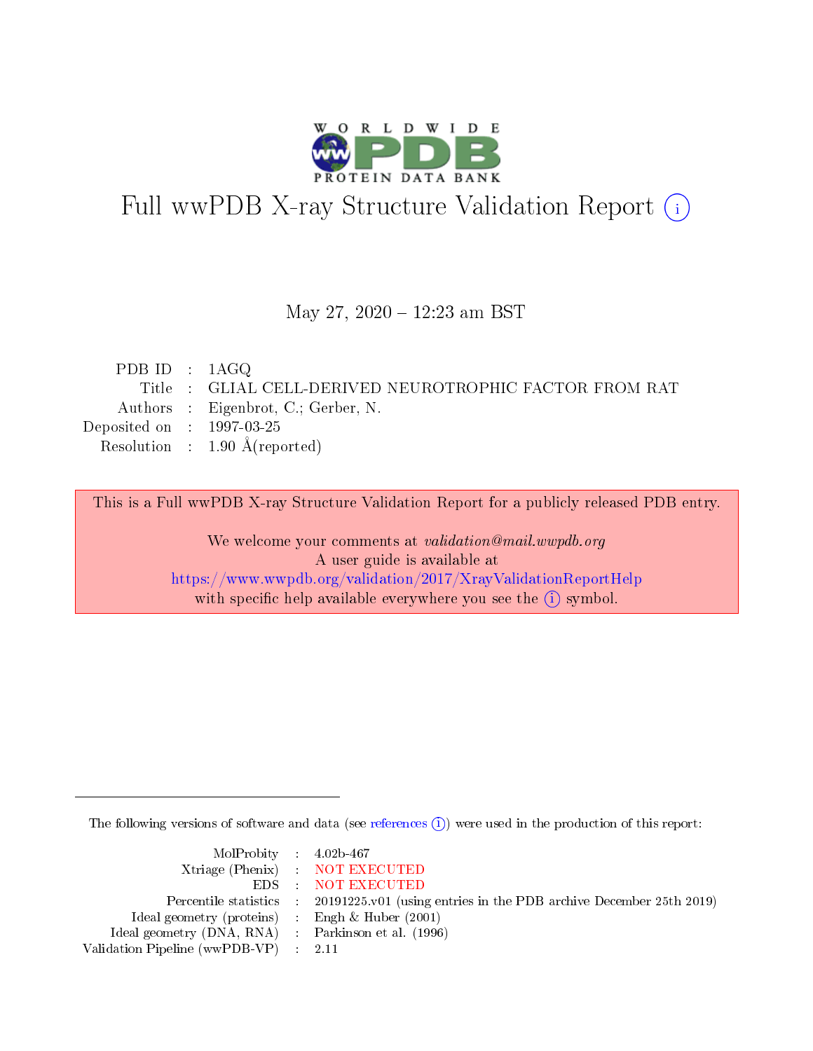# Full wwPDB X-ray Structure Validation Report (i)

May 27, 2020 – 12:23 am BST

| | | |
|---|---|---|
| PDB ID | : | 1AGQ |
| Title | : | GLIAL CELL-DERIVED NEUROTROPHIC FACTOR FROM RAT |
| Authors | : | Eigenbrot, C.; Gerber, N. |
| Deposited on | : | 1997-03-25 |
| Resolution | : | 1.90 Å(reported) |

This is a Full wwPDB X-ray Structure Validation Report for a publicly released PDB entry.

We welcome your comments at *validation@mail.wwpdb.org*
A user guide is available at
https://www.wwpdb.org/validation/2017/XrayValidationReportHelp
with specific help available everywhere you see the (i) symbol.

The following versions of software and data (see references (i)) were used in the production of this report:

| | | |
|---|---|---|
| MolProbity | : | 4.02b-467 |
| Xtriage (Phenix) | : | NOT EXECUTED |
| EDS | : | NOT EXECUTED |
| Percentile statistics | : | 20191225.v01 (using entries in the PDB archive December 25th 2019) |
| Ideal geometry (proteins) | : | Engh & Huber (2001) |
| Ideal geometry (DNA, RNA) | : | Parkinson et al. (1996) |
| Validation Pipeline (wwPDB-VP) | : | 2.11 |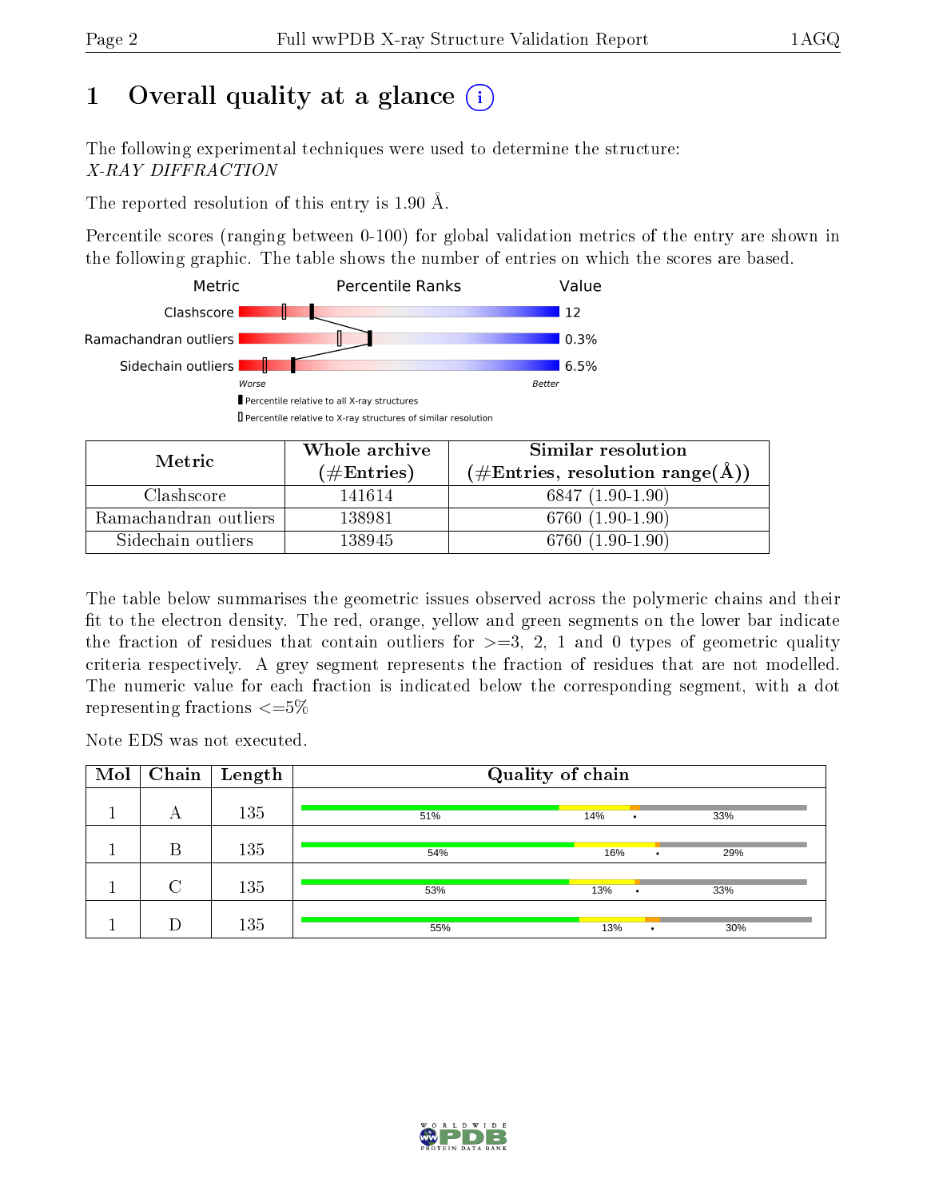# 1 Overall quality at a glance (i)

The following experimental techniques were used to determine the structure:
*X-RAY DIFFRACTION*

The reported resolution of this entry is 1.90 Å.

Percentile scores (ranging between 0-100) for global validation metrics of the entry are shown in the following graphic. The table shows the number of entries on which the scores are based.

| Metric | Value |
|---|---|
| Clashscore | 12 |
| Ramachandran outliers | 0.3% |
| Sidechain outliers | 6.5% |

Worse ← → Better

▮ Percentile relative to all X-ray structures
▯ Percentile relative to X-ray structures of similar resolution

| Metric | Whole archive (#Entries) | Similar resolution (#Entries, resolution range(Å)) |
|---|---|---|
| Clashscore | 141614 | 6847 (1.90-1.90) |
| Ramachandran outliers | 138981 | 6760 (1.90-1.90) |
| Sidechain outliers | 138945 | 6760 (1.90-1.90) |

The table below summarises the geometric issues observed across the polymeric chains and their fit to the electron density. The red, orange, yellow and green segments on the lower bar indicate the fraction of residues that contain outliers for >=3, 2, 1 and 0 types of geometric quality criteria respectively. A grey segment represents the fraction of residues that are not modelled. The numeric value for each fraction is indicated below the corresponding segment, with a dot representing fractions <=5%

Note EDS was not executed.

| Mol | Chain | Length | Quality of chain |
|---|---|---|---|
| 1 | A | 135 | 51% · 14% · • · 33% |
| 1 | B | 135 | 54% · 16% · • · 29% |
| 1 | C | 135 | 53% · 13% · • · 33% |
| 1 | D | 135 | 55% · 13% · • · 30% |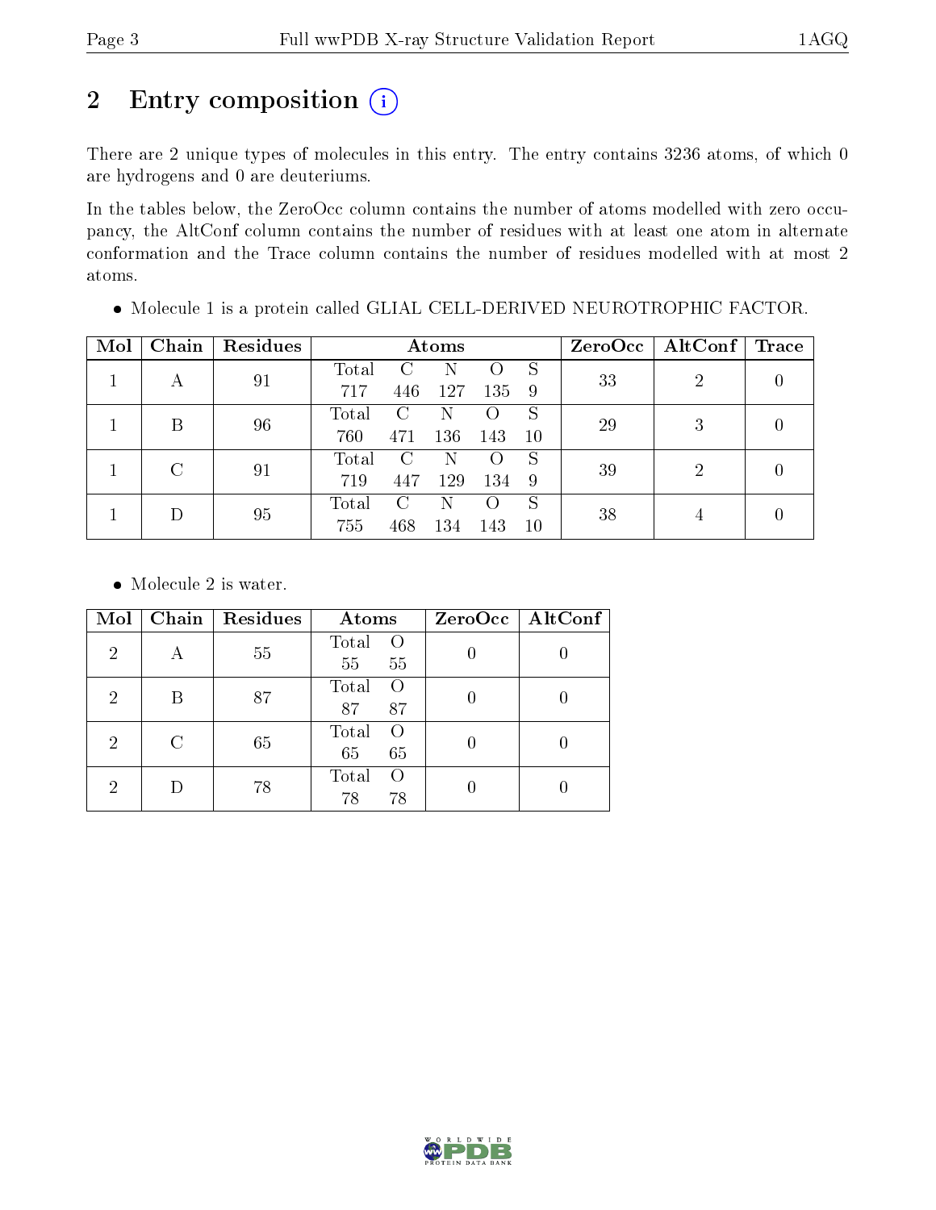# 2 Entry composition

There are 2 unique types of molecules in this entry. The entry contains 3236 atoms, of which 0 are hydrogens and 0 are deuteriums.

In the tables below, the ZeroOcc column contains the number of atoms modelled with zero occupancy, the AltConf column contains the number of residues with at least one atom in alternate conformation and the Trace column contains the number of residues modelled with at most 2 atoms.

- Molecule 1 is a protein called GLIAL CELL-DERIVED NEUROTROPHIC FACTOR.

| Mol | Chain | Residues | Atoms | | | | | ZeroOcc | AltConf | Trace |
|---|---|---|---|---|---|---|---|---|---|---|
| 1 | A | 91 | Total 717 | C 446 | N 127 | O 135 | S 9 | 33 | 2 | 0 |
| 1 | B | 96 | Total 760 | C 471 | N 136 | O 143 | S 10 | 29 | 3 | 0 |
| 1 | C | 91 | Total 719 | C 447 | N 129 | O 134 | S 9 | 39 | 2 | 0 |
| 1 | D | 95 | Total 755 | C 468 | N 134 | O 143 | S 10 | 38 | 4 | 0 |

- Molecule 2 is water.

| Mol | Chain | Residues | Atoms | | ZeroOcc | AltConf |
|---|---|---|---|---|---|---|
| 2 | A | 55 | Total 55 | O 55 | 0 | 0 |
| 2 | B | 87 | Total 87 | O 87 | 0 | 0 |
| 2 | C | 65 | Total 65 | O 65 | 0 | 0 |
| 2 | D | 78 | Total 78 | O 78 | 0 | 0 |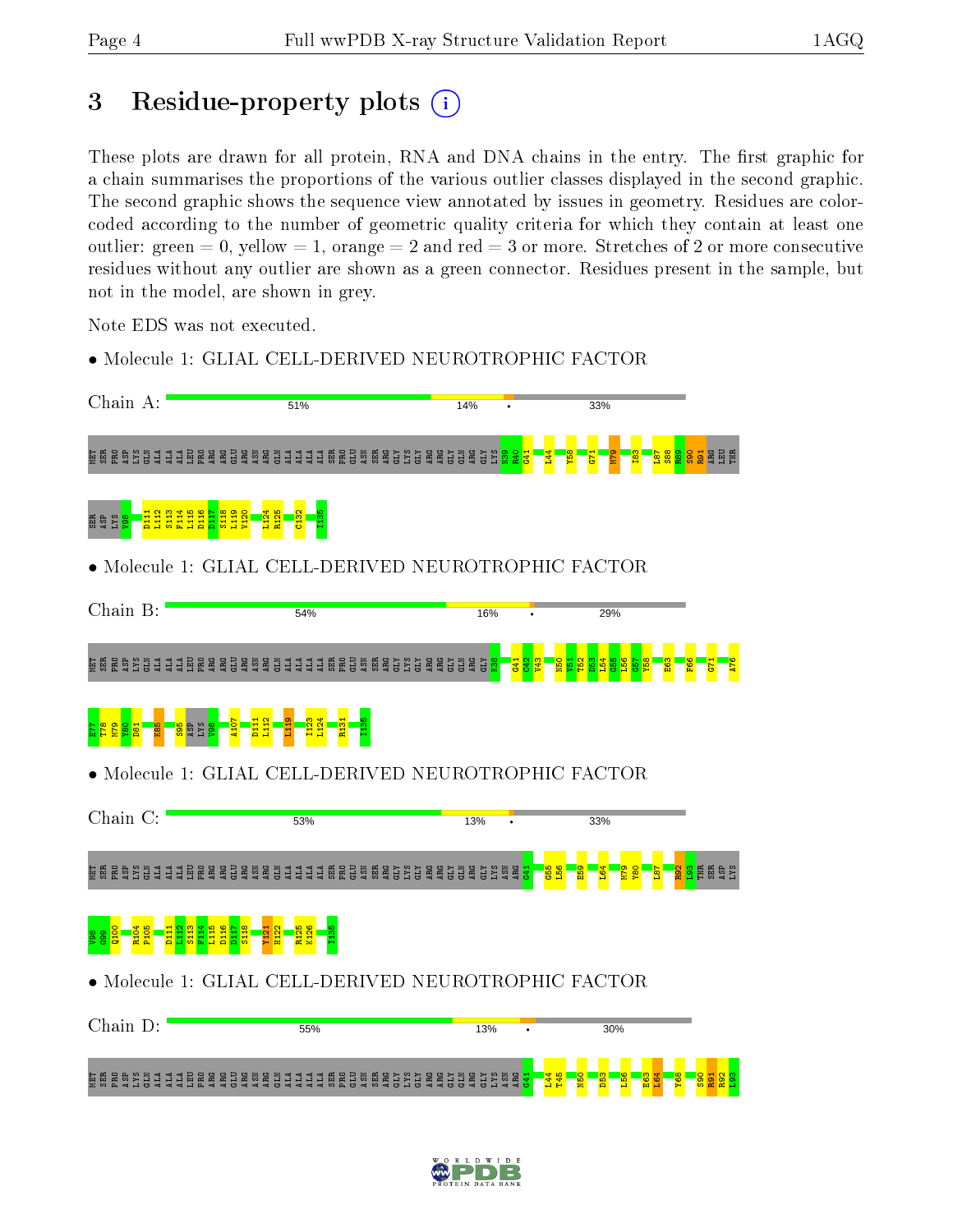# 3 Residue-property plots

These plots are drawn for all protein, RNA and DNA chains in the entry. The first graphic for a chain summarises the proportions of the various outlier classes displayed in the second graphic. The second graphic shows the sequence view annotated by issues in geometry. Residues are color-coded according to the number of geometric quality criteria for which they contain at least one outlier: green = 0, yellow = 1, orange = 2 and red = 3 or more. Stretches of 2 or more consecutive residues without any outlier are shown as a green connector. Residues present in the sample, but not in the model, are shown in grey.

Note EDS was not executed.

• Molecule 1: GLIAL CELL-DERIVED NEUROTROPHIC FACTOR

Chain A: 51% 14% • 33%

MET SER PRO ASP LYS GLN ALA ALA ALA LEU PRO ARG ARG GLU ARG ASN ARG GLN ALA ALA ALA ALA SER PRO GLU ASN SER ARG GLY LYS GLY ARG ARG GLY GLN ARG GLY LYS N39 R40 G41 L44 Y58 G71 M79 I83 L87 S88 R89 S90 R91 ARG LEU THR SER ASP LYS V98 D111 L112 S113 F114 L115 D116 D117 S118 L119 V120 L124 R125 C132 I135

• Molecule 1: GLIAL CELL-DERIVED NEUROTROPHIC FACTOR

Chain B: 54% 16% • 29%

MET SER PRO ASP LYS GLN ALA ALA ALA LEU PRO ARG ARG GLU ARG ASN ARG GLN ALA ALA ALA ALA SER PRO GLU ASN SER ARG GLY LYS GLY ARG ARG GLY GLN ARG GLY K38 G41 C42 V43 N50 V51 T52 D53 L54 G55 L56 G57 Y58 E63 F66 G71 A76 E77 L78 M79 Y80 D81 K85 S95 ASP LYS V98 A107 D111 L112 L119 I123 L124 R131 I135

• Molecule 1: GLIAL CELL-DERIVED NEUROTROPHIC FACTOR

Chain C: 53% 13% • 33%

MET SER PRO ASP LYS GLN ALA ALA ALA LEU PRO ARG ARG GLU ARG ASN ARG GLN ALA ALA ALA ALA SER PRO GLU ASN SER ARG GLY LYS GLY ARG ARG GLY GLN ARG GLY LYS ASN ARG G41 G55 L56 E59 L64 M79 Y80 L87 R92 L93 THR SER ASP LYS V98 Q99 Q100 R104 P105 D111 L112 S113 F114 L115 D116 D117 S118 V121 H122 R125 K126 I135

• Molecule 1: GLIAL CELL-DERIVED NEUROTROPHIC FACTOR

Chain D: 55% 13% • 30%

MET SER PRO ASP LYS GLN ALA ALA ALA LEU PRO ARG ARG GLU ARG ASN ARG GLN ALA ALA ALA ALA SER PRO GLU ASN SER ARG GLY LYS GLY ARG ARG GLY GLN ARG GLY LYS ASN ARG G41 L44 T45 N50 D53 L56 E63 L64 Y68 S90 R91 R92 L93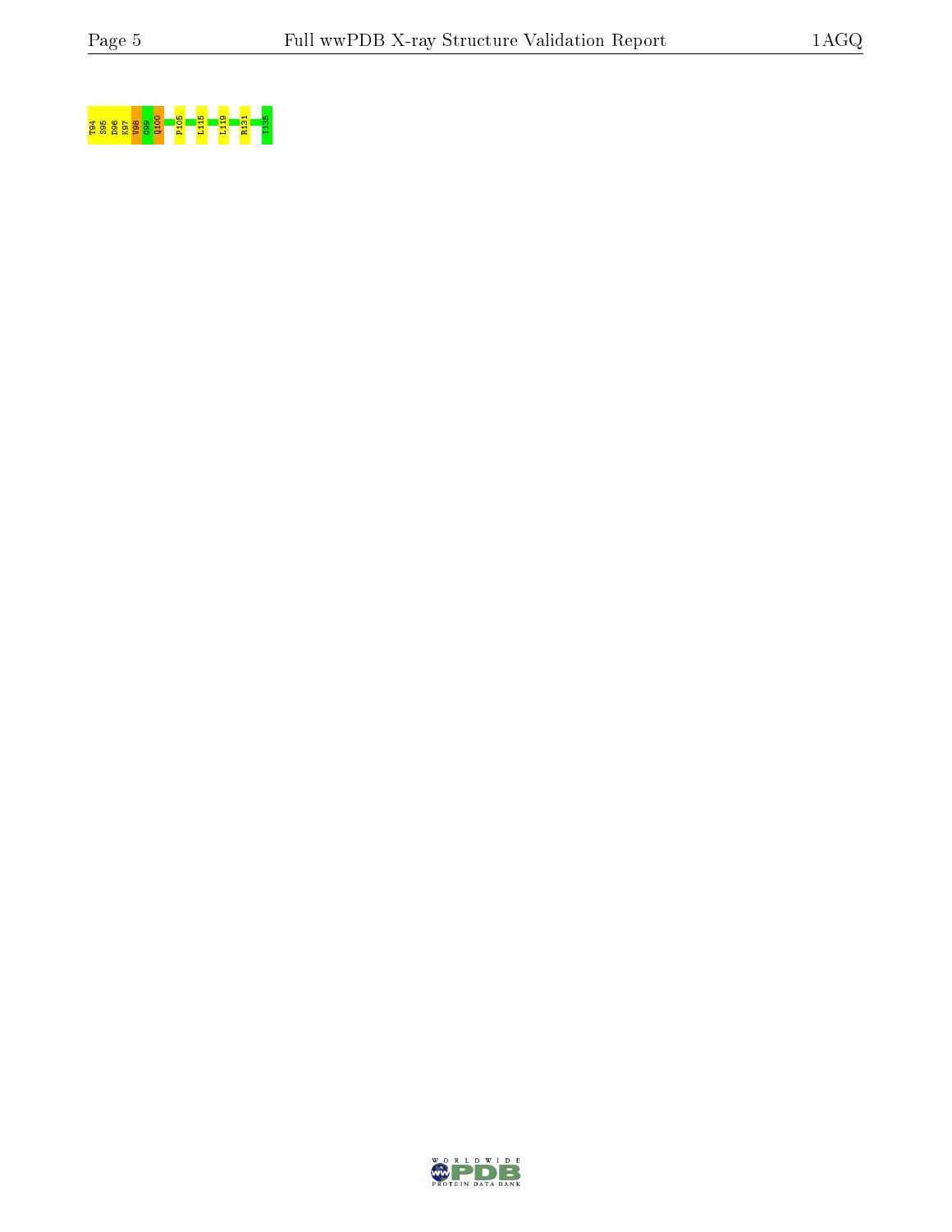T94 S95 D96 K97 V98 G99 Q100 P105 L115 L119 R131 I135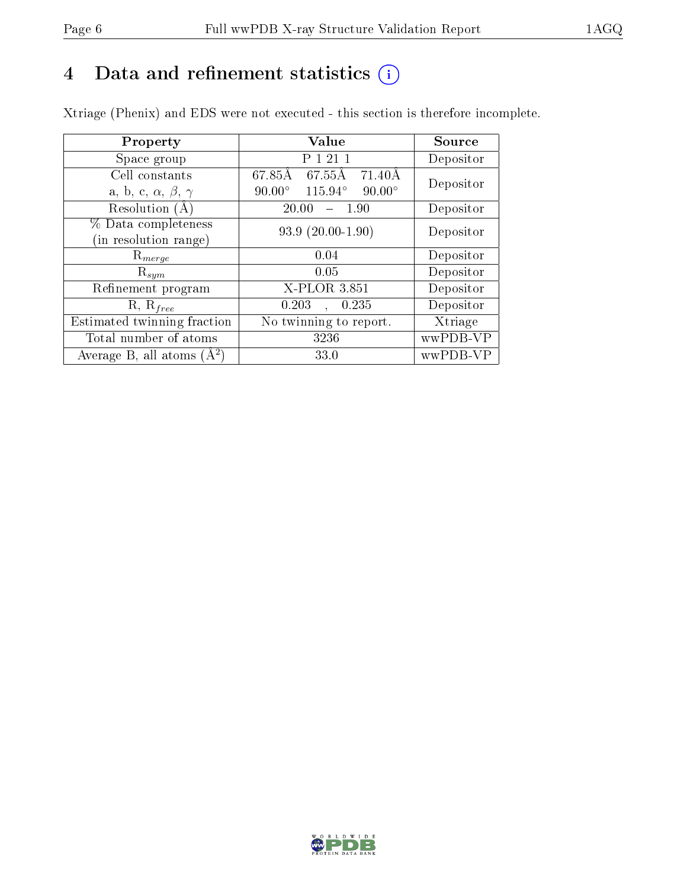# 4 Data and refinement statistics

Xtriage (Phenix) and EDS were not executed - this section is therefore incomplete.

| Property | Value | Source |
|---|---|---|
| Space group | P 1 21 1 | Depositor |
| Cell constants<br>a, b, c, $\alpha$, $\beta$, $\gamma$ | 67.85Å 67.55Å 71.40Å<br>90.00° 115.94° 90.00° | Depositor |
| Resolution (Å) | 20.00 – 1.90 | Depositor |
| % Data completeness<br>(in resolution range) | 93.9 (20.00-1.90) | Depositor |
| $R_{merge}$ | 0.04 | Depositor |
| $R_{sym}$ | 0.05 | Depositor |
| Refinement program | X-PLOR 3.851 | Depositor |
| R, $R_{free}$ | 0.203 , 0.235 | Depositor |
| Estimated twinning fraction | No twinning to report. | Xtriage |
| Total number of atoms | 3236 | wwPDB-VP |
| Average B, all atoms (Å$^2$) | 33.0 | wwPDB-VP |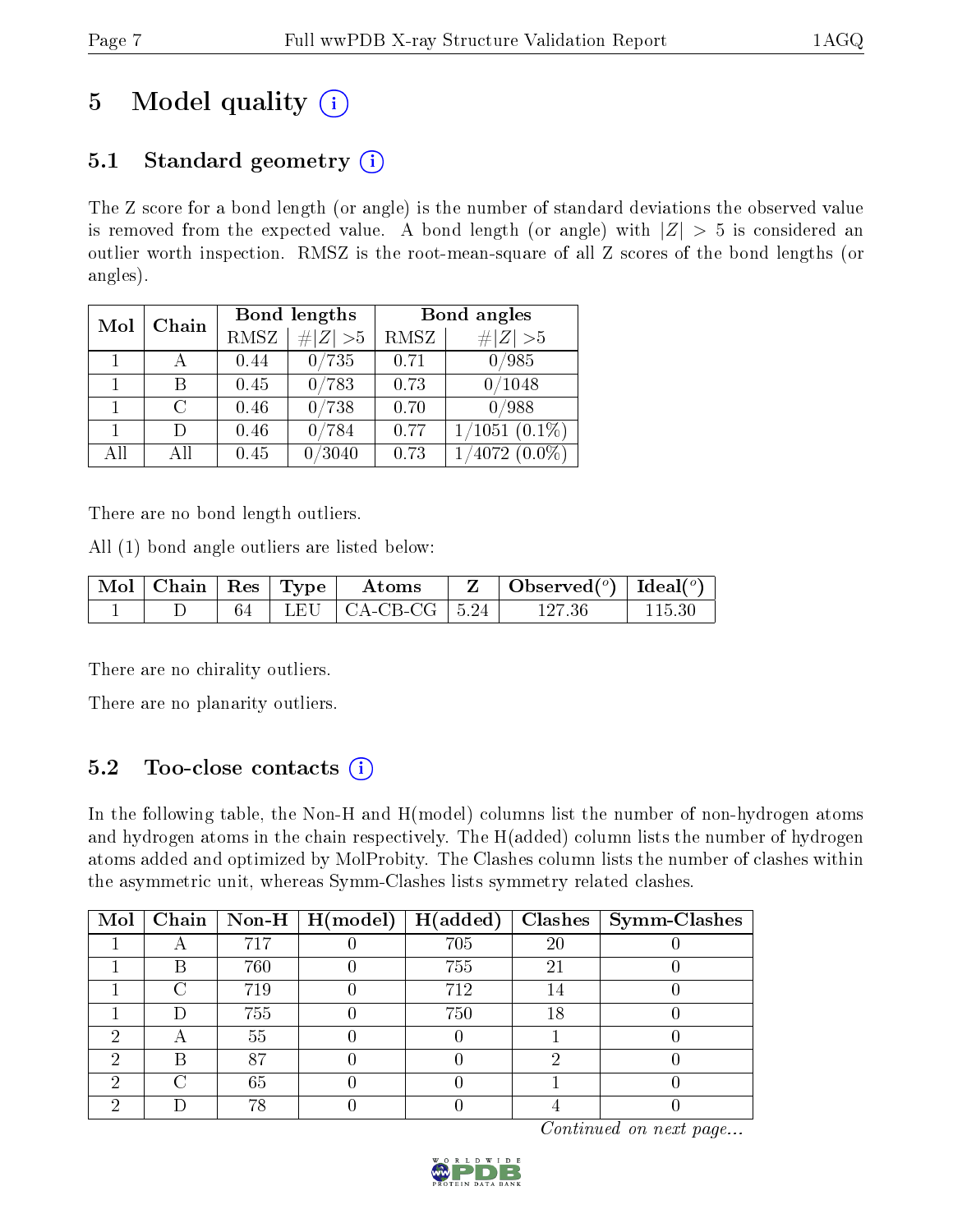# 5 Model quality (i)

## 5.1 Standard geometry (i)

The Z score for a bond length (or angle) is the number of standard deviations the observed value is removed from the expected value. A bond length (or angle) with $|Z| > 5$ is considered an outlier worth inspection. RMSZ is the root-mean-square of all Z scores of the bond lengths (or angles).

| Mol | Chain | Bond lengths | | Bond angles | |
|---|---|---|---|---|---|
| | | RMSZ | $\#\|Z\| > 5$ | RMSZ | $\#\|Z\| > 5$ |
| 1 | A | 0.44 | 0/735 | 0.71 | 0/985 |
| 1 | B | 0.45 | 0/783 | 0.73 | 0/1048 |
| 1 | C | 0.46 | 0/738 | 0.70 | 0/988 |
| 1 | D | 0.46 | 0/784 | 0.77 | 1/1051 (0.1%) |
| All | All | 0.45 | 0/3040 | 0.73 | 1/4072 (0.0%) |

There are no bond length outliers.

All (1) bond angle outliers are listed below:

| Mol | Chain | Res | Type | Atoms | Z | Observed(°) | Ideal(°) |
|---|---|---|---|---|---|---|---|
| 1 | D | 64 | LEU | CA-CB-CG | 5.24 | 127.36 | 115.30 |

There are no chirality outliers.

There are no planarity outliers.

## 5.2 Too-close contacts (i)

In the following table, the Non-H and H(model) columns list the number of non-hydrogen atoms and hydrogen atoms in the chain respectively. The H(added) column lists the number of hydrogen atoms added and optimized by MolProbity. The Clashes column lists the number of clashes within the asymmetric unit, whereas Symm-Clashes lists symmetry related clashes.

| Mol | Chain | Non-H | H(model) | H(added) | Clashes | Symm-Clashes |
|---|---|---|---|---|---|---|
| 1 | A | 717 | 0 | 705 | 20 | 0 |
| 1 | B | 760 | 0 | 755 | 21 | 0 |
| 1 | C | 719 | 0 | 712 | 14 | 0 |
| 1 | D | 755 | 0 | 750 | 18 | 0 |
| 2 | A | 55 | 0 | 0 | 1 | 0 |
| 2 | B | 87 | 0 | 0 | 2 | 0 |
| 2 | C | 65 | 0 | 0 | 1 | 0 |
| 2 | D | 78 | 0 | 0 | 4 | 0 |

*Continued on next page...*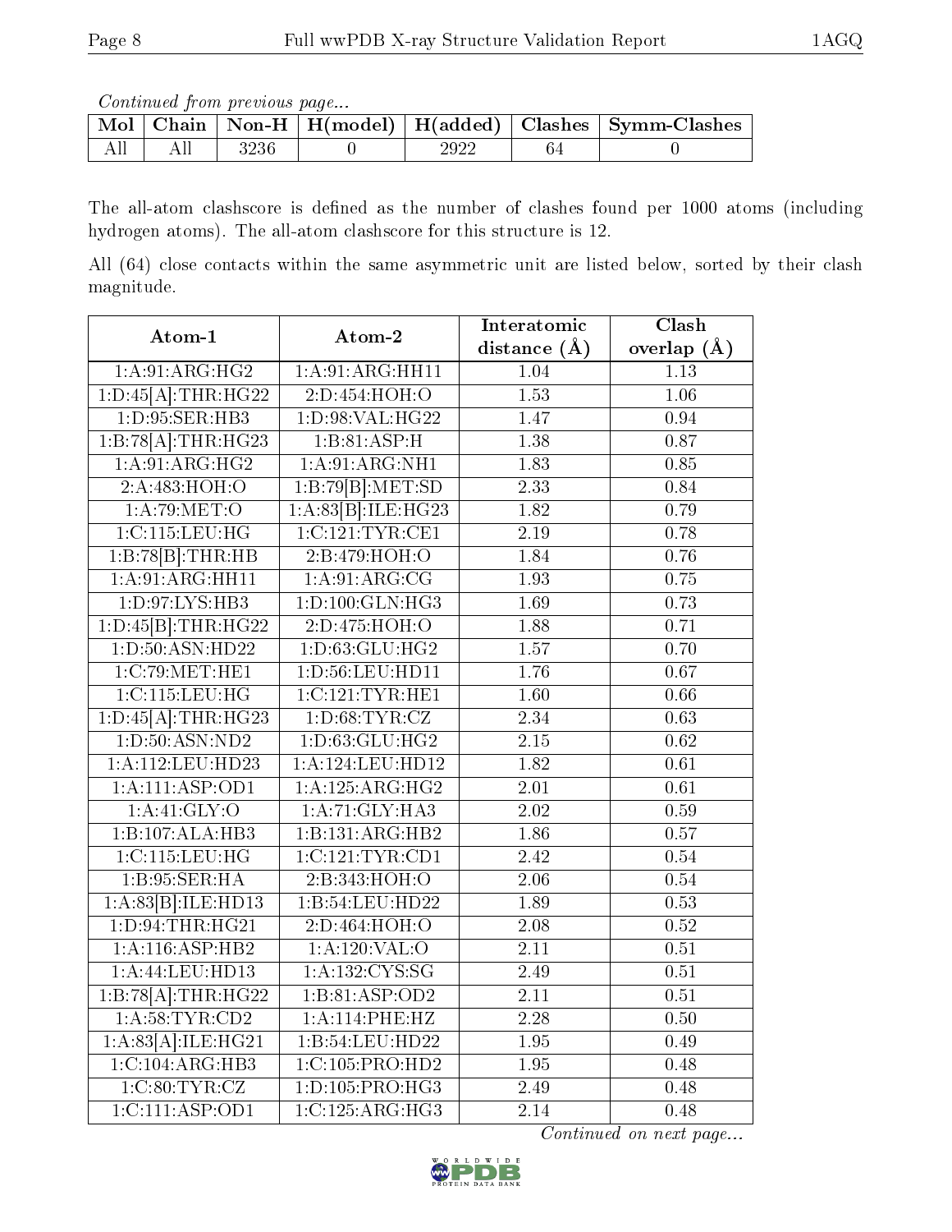*Continued from previous page...*

| Mol | Chain | Non-H | H(model) | H(added) | Clashes | Symm-Clashes |
|---|---|---|---|---|---|---|
| All | All | 3236 | 0 | 2922 | 64 | 0 |

The all-atom clashscore is defined as the number of clashes found per 1000 atoms (including hydrogen atoms). The all-atom clashscore for this structure is 12.

All (64) close contacts within the same asymmetric unit are listed below, sorted by their clash magnitude.

| Atom-1 | Atom-2 | Interatomic distance (Å) | Clash overlap (Å) |
|---|---|---|---|
| 1:A:91:ARG:HG2 | 1:A:91:ARG:HH11 | 1.04 | 1.13 |
| 1:D:45[A]:THR:HG22 | 2:D:454:HOH:O | 1.53 | 1.06 |
| 1:D:95:SER:HB3 | 1:D:98:VAL:HG22 | 1.47 | 0.94 |
| 1:B:78[A]:THR:HG23 | 1:B:81:ASP:H | 1.38 | 0.87 |
| 1:A:91:ARG:HG2 | 1:A:91:ARG:NH1 | 1.83 | 0.85 |
| 2:A:483:HOH:O | 1:B:79[B]:MET:SD | 2.33 | 0.84 |
| 1:A:79:MET:O | 1:A:83[B]:ILE:HG23 | 1.82 | 0.79 |
| 1:C:115:LEU:HG | 1:C:121:TYR:CE1 | 2.19 | 0.78 |
| 1:B:78[B]:THR:HB | 2:B:479:HOH:O | 1.84 | 0.76 |
| 1:A:91:ARG:HH11 | 1:A:91:ARG:CG | 1.93 | 0.75 |
| 1:D:97:LYS:HB3 | 1:D:100:GLN:HG3 | 1.69 | 0.73 |
| 1:D:45[B]:THR:HG22 | 2:D:475:HOH:O | 1.88 | 0.71 |
| 1:D:50:ASN:HD22 | 1:D:63:GLU:HG2 | 1.57 | 0.70 |
| 1:C:79:MET:HE1 | 1:D:56:LEU:HD11 | 1.76 | 0.67 |
| 1:C:115:LEU:HG | 1:C:121:TYR:HE1 | 1.60 | 0.66 |
| 1:D:45[A]:THR:HG23 | 1:D:68:TYR:CZ | 2.34 | 0.63 |
| 1:D:50:ASN:ND2 | 1:D:63:GLU:HG2 | 2.15 | 0.62 |
| 1:A:112:LEU:HD23 | 1:A:124:LEU:HD12 | 1.82 | 0.61 |
| 1:A:111:ASP:OD1 | 1:A:125:ARG:HG2 | 2.01 | 0.61 |
| 1:A:41:GLY:O | 1:A:71:GLY:HA3 | 2.02 | 0.59 |
| 1:B:107:ALA:HB3 | 1:B:131:ARG:HB2 | 1.86 | 0.57 |
| 1:C:115:LEU:HG | 1:C:121:TYR:CD1 | 2.42 | 0.54 |
| 1:B:95:SER:HA | 2:B:343:HOH:O | 2.06 | 0.54 |
| 1:A:83[B]:ILE:HD13 | 1:B:54:LEU:HD22 | 1.89 | 0.53 |
| 1:D:94:THR:HG21 | 2:D:464:HOH:O | 2.08 | 0.52 |
| 1:A:116:ASP:HB2 | 1:A:120:VAL:O | 2.11 | 0.51 |
| 1:A:44:LEU:HD13 | 1:A:132:CYS:SG | 2.49 | 0.51 |
| 1:B:78[A]:THR:HG22 | 1:B:81:ASP:OD2 | 2.11 | 0.51 |
| 1:A:58:TYR:CD2 | 1:A:114:PHE:HZ | 2.28 | 0.50 |
| 1:A:83[A]:ILE:HG21 | 1:B:54:LEU:HD22 | 1.95 | 0.49 |
| 1:C:104:ARG:HB3 | 1:C:105:PRO:HD2 | 1.95 | 0.48 |
| 1:C:80:TYR:CZ | 1:D:105:PRO:HG3 | 2.49 | 0.48 |
| 1:C:111:ASP:OD1 | 1:C:125:ARG:HG3 | 2.14 | 0.48 |

*Continued on next page...*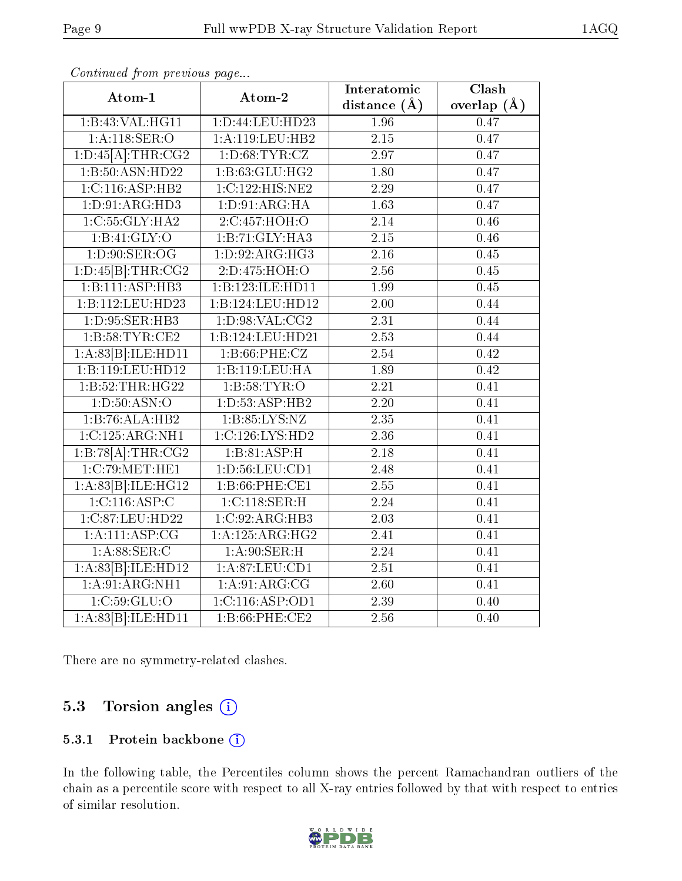*Continued from previous page...*

| Atom-1 | Atom-2 | Interatomic distance (Å) | Clash overlap (Å) |
|---|---|---|---|
| 1:B:43:VAL:HG11 | 1:D:44:LEU:HD23 | 1.96 | 0.47 |
| 1:A:118:SER:O | 1:A:119:LEU:HB2 | 2.15 | 0.47 |
| 1:D:45[A]:THR:CG2 | 1:D:68:TYR:CZ | 2.97 | 0.47 |
| 1:B:50:ASN:HD22 | 1:B:63:GLU:HG2 | 1.80 | 0.47 |
| 1:C:116:ASP:HB2 | 1:C:122:HIS:NE2 | 2.29 | 0.47 |
| 1:D:91:ARG:HD3 | 1:D:91:ARG:HA | 1.63 | 0.47 |
| 1:C:55:GLY:HA2 | 2:C:457:HOH:O | 2.14 | 0.46 |
| 1:B:41:GLY:O | 1:B:71:GLY:HA3 | 2.15 | 0.46 |
| 1:D:90:SER:OG | 1:D:92:ARG:HG3 | 2.16 | 0.45 |
| 1:D:45[B]:THR:CG2 | 2:D:475:HOH:O | 2.56 | 0.45 |
| 1:B:111:ASP:HB3 | 1:B:123:ILE:HD11 | 1.99 | 0.45 |
| 1:B:112:LEU:HD23 | 1:B:124:LEU:HD12 | 2.00 | 0.44 |
| 1:D:95:SER:HB3 | 1:D:98:VAL:CG2 | 2.31 | 0.44 |
| 1:B:58:TYR:CE2 | 1:B:124:LEU:HD21 | 2.53 | 0.44 |
| 1:A:83[B]:ILE:HD11 | 1:B:66:PHE:CZ | 2.54 | 0.42 |
| 1:B:119:LEU:HD12 | 1:B:119:LEU:HA | 1.89 | 0.42 |
| 1:B:52:THR:HG22 | 1:B:58:TYR:O | 2.21 | 0.41 |
| 1:D:50:ASN:O | 1:D:53:ASP:HB2 | 2.20 | 0.41 |
| 1:B:76:ALA:HB2 | 1:B:85:LYS:NZ | 2.35 | 0.41 |
| 1:C:125:ARG:NH1 | 1:C:126:LYS:HD2 | 2.36 | 0.41 |
| 1:B:78[A]:THR:CG2 | 1:B:81:ASP:H | 2.18 | 0.41 |
| 1:C:79:MET:HE1 | 1:D:56:LEU:CD1 | 2.48 | 0.41 |
| 1:A:83[B]:ILE:HG12 | 1:B:66:PHE:CE1 | 2.55 | 0.41 |
| 1:C:116:ASP:C | 1:C:118:SER:H | 2.24 | 0.41 |
| 1:C:87:LEU:HD22 | 1:C:92:ARG:HB3 | 2.03 | 0.41 |
| 1:A:111:ASP:CG | 1:A:125:ARG:HG2 | 2.41 | 0.41 |
| 1:A:88:SER:C | 1:A:90:SER:H | 2.24 | 0.41 |
| 1:A:83[B]:ILE:HD12 | 1:A:87:LEU:CD1 | 2.51 | 0.41 |
| 1:A:91:ARG:NH1 | 1:A:91:ARG:CG | 2.60 | 0.41 |
| 1:C:59:GLU:O | 1:C:116:ASP:OD1 | 2.39 | 0.40 |
| 1:A:83[B]:ILE:HD11 | 1:B:66:PHE:CE2 | 2.56 | 0.40 |

There are no symmetry-related clashes.

## 5.3 Torsion angles

### 5.3.1 Protein backbone

In the following table, the Percentiles column shows the percent Ramachandran outliers of the chain as a percentile score with respect to all X-ray entries followed by that with respect to entries of similar resolution.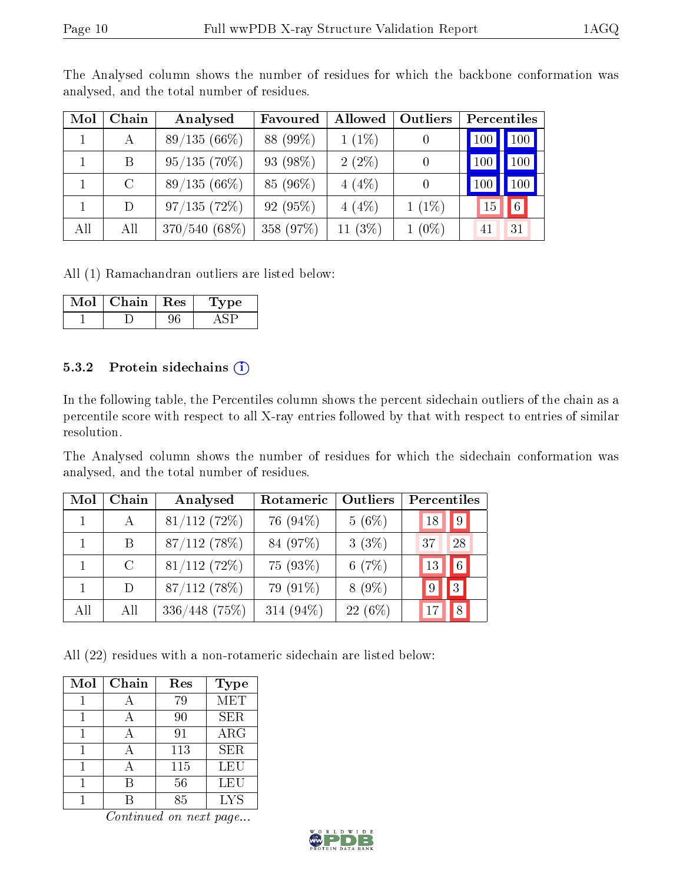The Analysed column shows the number of residues for which the backbone conformation was analysed, and the total number of residues.

| Mol | Chain | Analysed | Favoured | Allowed | Outliers | Percentiles | |
|---|---|---|---|---|---|---|---|
| 1 | A | 89/135 (66%) | 88 (99%) | 1 (1%) | 0 | 100 | 100 |
| 1 | B | 95/135 (70%) | 93 (98%) | 2 (2%) | 0 | 100 | 100 |
| 1 | C | 89/135 (66%) | 85 (96%) | 4 (4%) | 0 | 100 | 100 |
| 1 | D | 97/135 (72%) | 92 (95%) | 4 (4%) | 1 (1%) | 15 | 6 |
| All | All | 370/540 (68%) | 358 (97%) | 11 (3%) | 1 (0%) | 41 | 31 |

All (1) Ramachandran outliers are listed below:

| Mol | Chain | Res | Type |
|---|---|---|---|
| 1 | D | 96 | ASP |

### 5.3.2 Protein sidechains

In the following table, the Percentiles column shows the percent sidechain outliers of the chain as a percentile score with respect to all X-ray entries followed by that with respect to entries of similar resolution.

The Analysed column shows the number of residues for which the sidechain conformation was analysed, and the total number of residues.

| Mol | Chain | Analysed | Rotameric | Outliers | Percentiles | |
|---|---|---|---|---|---|---|
| 1 | A | 81/112 (72%) | 76 (94%) | 5 (6%) | 18 | 9 |
| 1 | B | 87/112 (78%) | 84 (97%) | 3 (3%) | 37 | 28 |
| 1 | C | 81/112 (72%) | 75 (93%) | 6 (7%) | 13 | 6 |
| 1 | D | 87/112 (78%) | 79 (91%) | 8 (9%) | 9 | 3 |
| All | All | 336/448 (75%) | 314 (94%) | 22 (6%) | 17 | 8 |

All (22) residues with a non-rotameric sidechain are listed below:

| Mol | Chain | Res | Type |
|---|---|---|---|
| 1 | A | 79 | MET |
| 1 | A | 90 | SER |
| 1 | A | 91 | ARG |
| 1 | A | 113 | SER |
| 1 | A | 115 | LEU |
| 1 | B | 56 | LEU |
| 1 | B | 85 | LYS |

*Continued on next page...*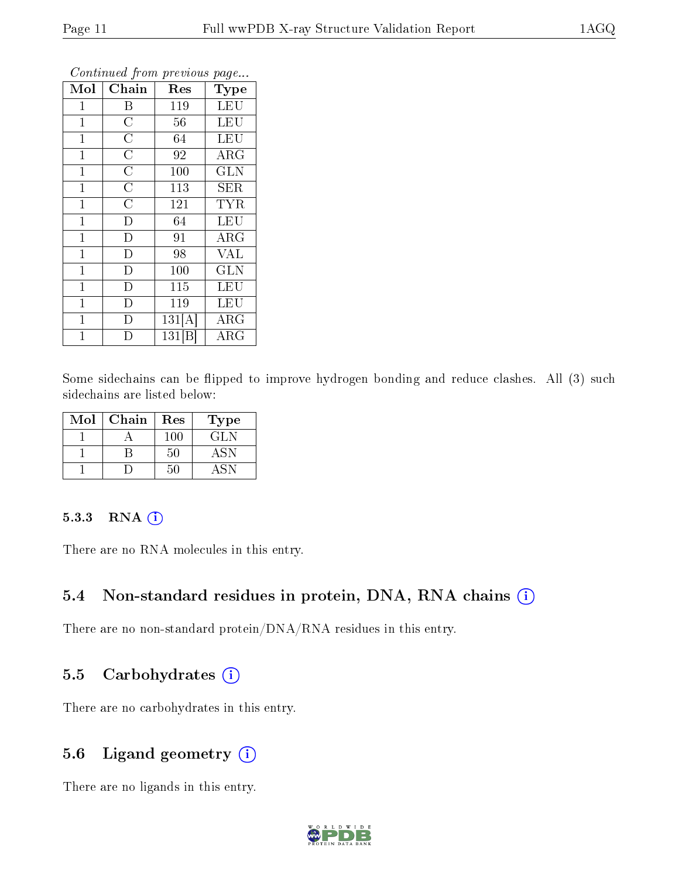*Continued from previous page...*

| Mol | Chain | Res | Type |
|---|---|---|---|
| 1 | B | 119 | LEU |
| 1 | C | 56 | LEU |
| 1 | C | 64 | LEU |
| 1 | C | 92 | ARG |
| 1 | C | 100 | GLN |
| 1 | C | 113 | SER |
| 1 | C | 121 | TYR |
| 1 | D | 64 | LEU |
| 1 | D | 91 | ARG |
| 1 | D | 98 | VAL |
| 1 | D | 100 | GLN |
| 1 | D | 115 | LEU |
| 1 | D | 119 | LEU |
| 1 | D | 131[A] | ARG |
| 1 | D | 131[B] | ARG |

Some sidechains can be flipped to improve hydrogen bonding and reduce clashes. All (3) such sidechains are listed below:

| Mol | Chain | Res | Type |
|---|---|---|---|
| 1 | A | 100 | GLN |
| 1 | B | 50 | ASN |
| 1 | D | 50 | ASN |

### 5.3.3 RNA

There are no RNA molecules in this entry.

## 5.4 Non-standard residues in protein, DNA, RNA chains

There are no non-standard protein/DNA/RNA residues in this entry.

## 5.5 Carbohydrates

There are no carbohydrates in this entry.

## 5.6 Ligand geometry

There are no ligands in this entry.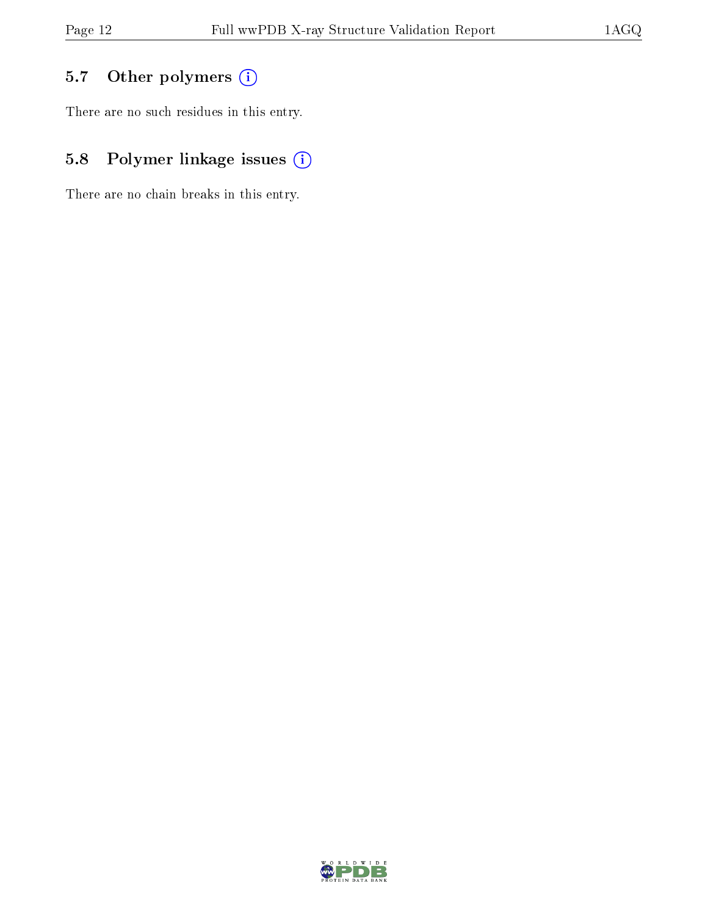## 5.7 Other polymers

There are no such residues in this entry.

## 5.8 Polymer linkage issues

There are no chain breaks in this entry.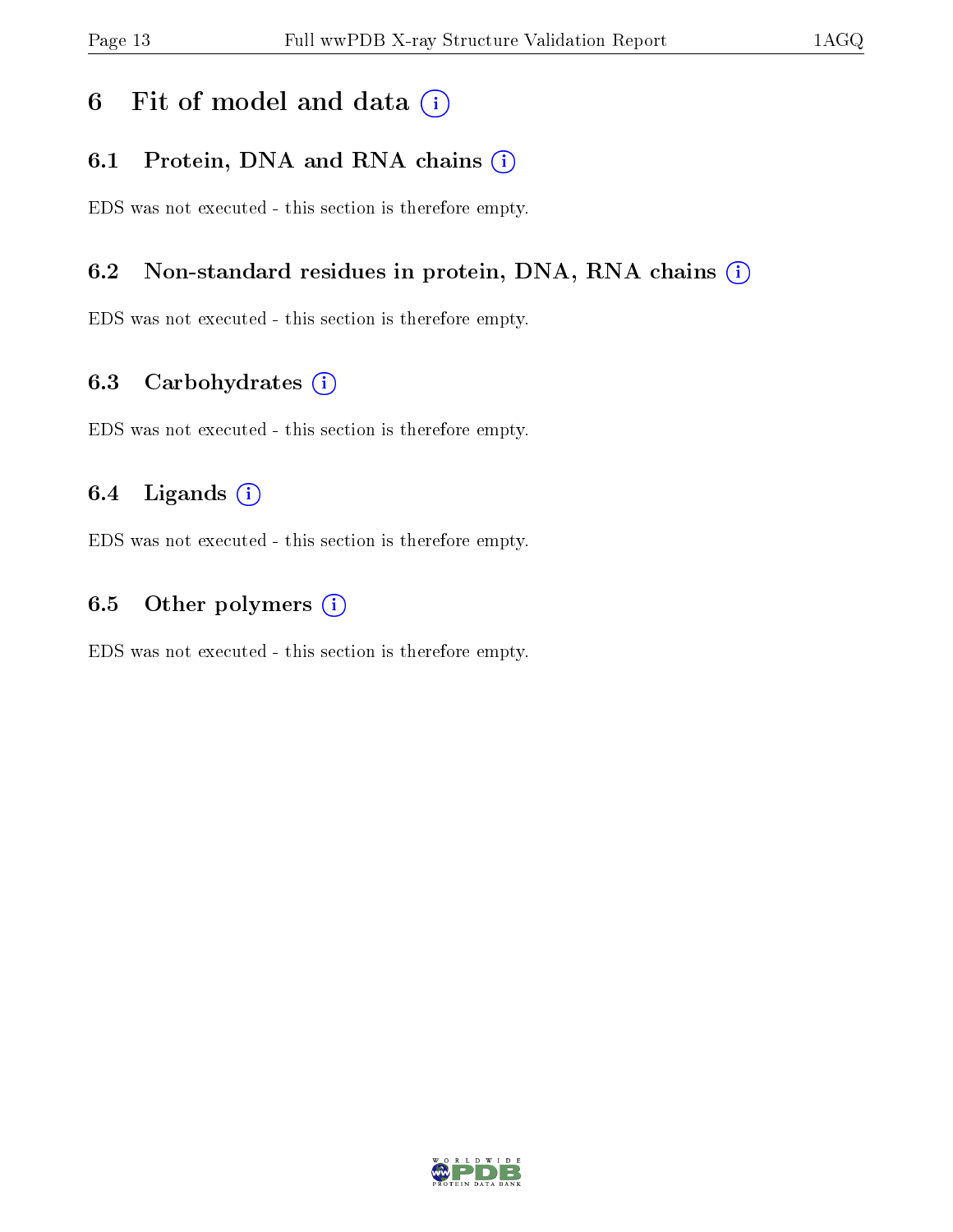# 6 Fit of model and data

## 6.1 Protein, DNA and RNA chains

EDS was not executed - this section is therefore empty.

## 6.2 Non-standard residues in protein, DNA, RNA chains

EDS was not executed - this section is therefore empty.

## 6.3 Carbohydrates

EDS was not executed - this section is therefore empty.

## 6.4 Ligands

EDS was not executed - this section is therefore empty.

## 6.5 Other polymers

EDS was not executed - this section is therefore empty.